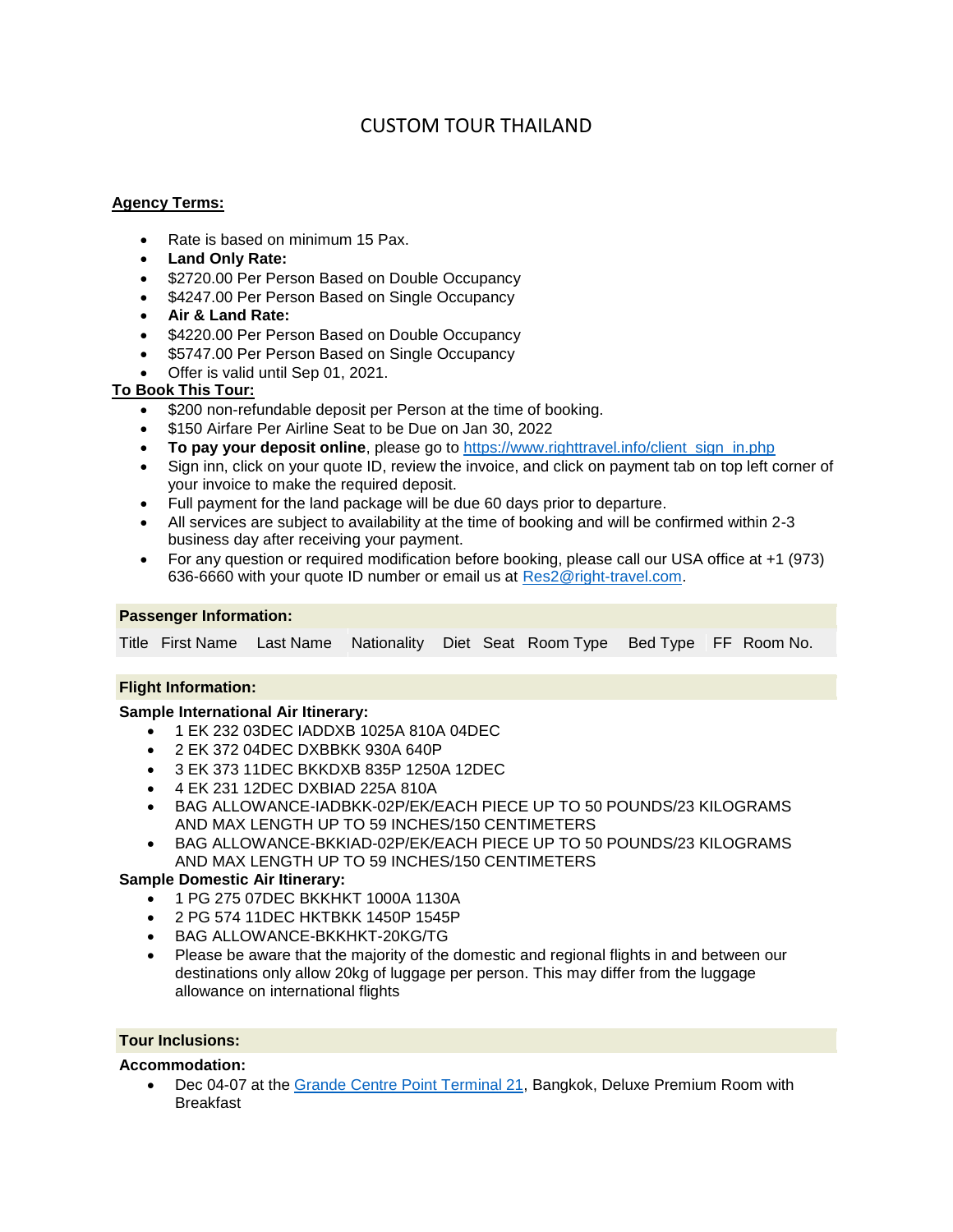# CUSTOM TOUR THAILAND

**Agency Terms:**

- Rate is based on minimum 15 Pax.
- **Land Only Rate:**
- $2720.00 Per Person Based on Double Occupancy
- $4247.00 Per Person Based on Single Occupancy
- **Air & Land Rate:**
- $4220.00 Per Person Based on Double Occupancy
- $5747.00 Per Person Based on Single Occupancy
- Offer is valid until Sep 01, 2021.

**To Book This Tour:**

- $200 non-refundable deposit per Person at the time of booking.
- $150 Airfare Per Airline Seat to be Due on Jan 30, 2022
- **To pay your deposit online**, please go to [https://www.righttravel.info/client_sign_in.php](https://www.righttravel.info/client_sign_in.php)
- Sign inn, click on your quote ID, review the invoice, and click on payment tab on top left corner of your invoice to make the required deposit.
- Full payment for the land package will be due 60 days prior to departure.
- All services are subject to availability at the time of booking and will be confirmed within 2-3 business day after receiving your payment.
- For any question or required modification before booking, please call our USA office at +1 (973) 636-6660 with your quote ID number or email us at Res2@right-travel.com.

**Passenger Information:**

| Title | First Name | Last Name | Nationality | Diet | Seat | Room Type | Bed Type | FF | Room No. |
|---|---|---|---|---|---|---|---|---|---|

**Flight Information:**

**Sample International Air Itinerary:**

- 1 EK 232 03DEC IADDXB 1025A 810A 04DEC
- 2 EK 372 04DEC DXBBKK 930A 640P
- 3 EK 373 11DEC BKKDXB 835P 1250A 12DEC
- 4 EK 231 12DEC DXBIAD 225A 810A
- BAG ALLOWANCE-IADBKK-02P/EK/EACH PIECE UP TO 50 POUNDS/23 KILOGRAMS AND MAX LENGTH UP TO 59 INCHES/150 CENTIMETERS
- BAG ALLOWANCE-BKKIAD-02P/EK/EACH PIECE UP TO 50 POUNDS/23 KILOGRAMS AND MAX LENGTH UP TO 59 INCHES/150 CENTIMETERS

**Sample Domestic Air Itinerary:**

- 1 PG 275 07DEC BKKHKT 1000A 1130A
- 2 PG 574 11DEC HKTBKK 1450P 1545P
- BAG ALLOWANCE-BKKHKT-20KG/TG
- Please be aware that the majority of the domestic and regional flights in and between our destinations only allow 20kg of luggage per person. This may differ from the luggage allowance on international flights

**Tour Inclusions:**

**Accommodation:**

- Dec 04-07 at the Grande Centre Point Terminal 21, Bangkok, Deluxe Premium Room with Breakfast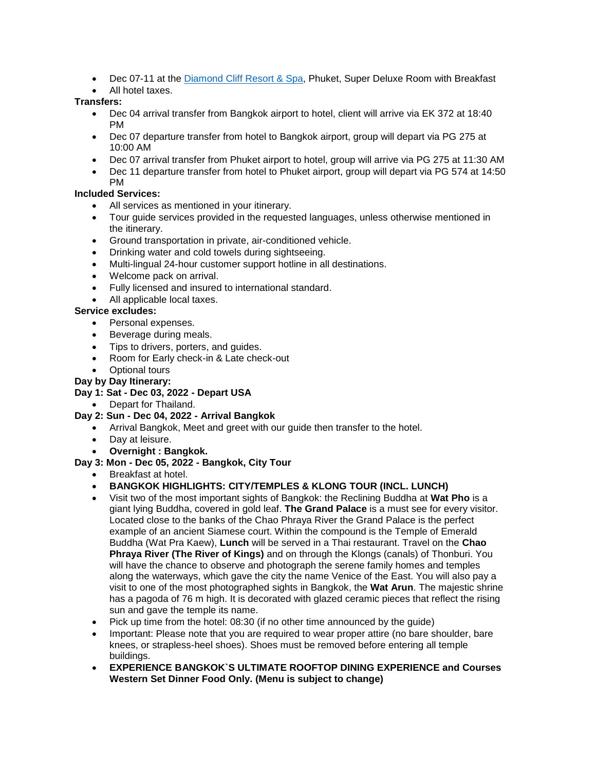- Dec 07-11 at the [Diamond Cliff Resort & Spa](), Phuket, Super Deluxe Room with Breakfast
- All hotel taxes.

**Transfers:**

- Dec 04 arrival transfer from Bangkok airport to hotel, client will arrive via EK 372 at 18:40 PM
- Dec 07 departure transfer from hotel to Bangkok airport, group will depart via PG 275 at 10:00 AM
- Dec 07 arrival transfer from Phuket airport to hotel, group will arrive via PG 275 at 11:30 AM
- Dec 11 departure transfer from hotel to Phuket airport, group will depart via PG 574 at 14:50 PM

**Included Services:**

- All services as mentioned in your itinerary.
- Tour guide services provided in the requested languages, unless otherwise mentioned in the itinerary.
- Ground transportation in private, air-conditioned vehicle.
- Drinking water and cold towels during sightseeing.
- Multi-lingual 24-hour customer support hotline in all destinations.
- Welcome pack on arrival.
- Fully licensed and insured to international standard.
- All applicable local taxes.

**Service excludes:**

- Personal expenses.
- Beverage during meals.
- Tips to drivers, porters, and guides.
- Room for Early check-in & Late check-out
- Optional tours

**Day by Day Itinerary:**

**Day 1: Sat - Dec 03, 2022 - Depart USA**

- Depart for Thailand.

**Day 2: Sun - Dec 04, 2022 - Arrival Bangkok**

- Arrival Bangkok, Meet and greet with our guide then transfer to the hotel.
- Day at leisure.
- **Overnight : Bangkok.**

**Day 3: Mon - Dec 05, 2022 - Bangkok, City Tour**

- Breakfast at hotel.
- **BANGKOK HIGHLIGHTS: CITY/TEMPLES & KLONG TOUR (INCL. LUNCH)**
- Visit two of the most important sights of Bangkok: the Reclining Buddha at **Wat Pho** is a giant lying Buddha, covered in gold leaf. **The Grand Palace** is a must see for every visitor. Located close to the banks of the Chao Phraya River the Grand Palace is the perfect example of an ancient Siamese court. Within the compound is the Temple of Emerald Buddha (Wat Pra Kaew), **Lunch** will be served in a Thai restaurant. Travel on the **Chao Phraya River (The River of Kings)** and on through the Klongs (canals) of Thonburi. You will have the chance to observe and photograph the serene family homes and temples along the waterways, which gave the city the name Venice of the East. You will also pay a visit to one of the most photographed sights in Bangkok, the **Wat Arun**. The majestic shrine has a pagoda of 76 m high. It is decorated with glazed ceramic pieces that reflect the rising sun and gave the temple its name.
- Pick up time from the hotel: 08:30 (if no other time announced by the guide)
- Important: Please note that you are required to wear proper attire (no bare shoulder, bare knees, or strapless-heel shoes). Shoes must be removed before entering all temple buildings.
- **EXPERIENCE BANGKOK`S ULTIMATE ROOFTOP DINING EXPERIENCE and Courses Western Set Dinner Food Only. (Menu is subject to change)**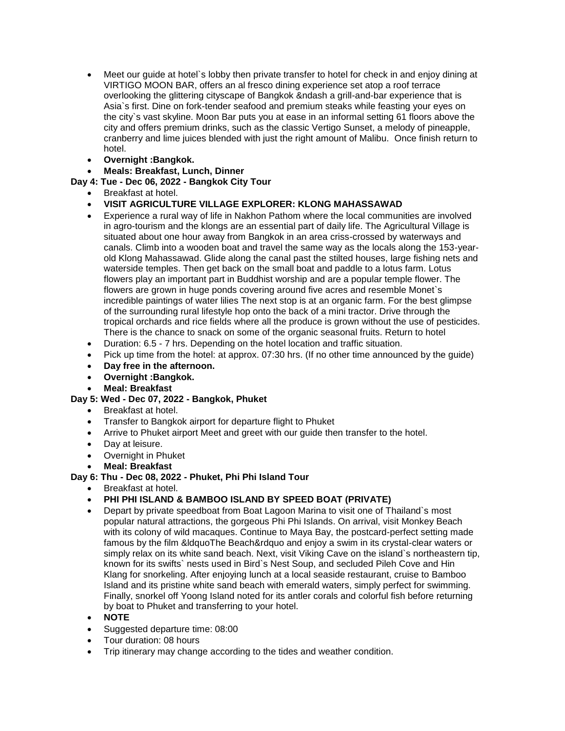- Meet our guide at hotel`s lobby then private transfer to hotel for check in and enjoy dining at VIRTIGO MOON BAR, offers an al fresco dining experience set atop a roof terrace overlooking the glittering cityscape of Bangkok &ndash a grill-and-bar experience that is Asia`s first. Dine on fork-tender seafood and premium steaks while feasting your eyes on the city`s vast skyline. Moon Bar puts you at ease in an informal setting 61 floors above the city and offers premium drinks, such as the classic Vertigo Sunset, a melody of pineapple, cranberry and lime juices blended with just the right amount of Malibu. Once finish return to hotel.
- **Overnight :Bangkok.**
- **Meals: Breakfast, Lunch, Dinner**

**Day 4: Tue - Dec 06, 2022 - Bangkok City Tour**

- Breakfast at hotel.
- **VISIT AGRICULTURE VILLAGE EXPLORER: KLONG MAHASSAWAD**
- Experience a rural way of life in Nakhon Pathom where the local communities are involved in agro-tourism and the klongs are an essential part of daily life. The Agricultural Village is situated about one hour away from Bangkok in an area criss-crossed by waterways and canals. Climb into a wooden boat and travel the same way as the locals along the 153-year-old Klong Mahassawad. Glide along the canal past the stilted houses, large fishing nets and waterside temples. Then get back on the small boat and paddle to a lotus farm. Lotus flowers play an important part in Buddhist worship and are a popular temple flower. The flowers are grown in huge ponds covering around five acres and resemble Monet`s incredible paintings of water lilies The next stop is at an organic farm. For the best glimpse of the surrounding rural lifestyle hop onto the back of a mini tractor. Drive through the tropical orchards and rice fields where all the produce is grown without the use of pesticides. There is the chance to snack on some of the organic seasonal fruits. Return to hotel
- Duration: 6.5 - 7 hrs. Depending on the hotel location and traffic situation.
- Pick up time from the hotel: at approx. 07:30 hrs. (If no other time announced by the guide)
- **Day free in the afternoon.**
- **Overnight :Bangkok.**
- **Meal: Breakfast**

**Day 5: Wed - Dec 07, 2022 - Bangkok, Phuket**

- Breakfast at hotel.
- Transfer to Bangkok airport for departure flight to Phuket
- Arrive to Phuket airport Meet and greet with our guide then transfer to the hotel.
- Day at leisure.
- Overnight in Phuket
- **Meal: Breakfast**

**Day 6: Thu - Dec 08, 2022 - Phuket, Phi Phi Island Tour**

- Breakfast at hotel.
- **PHI PHI ISLAND & BAMBOO ISLAND BY SPEED BOAT (PRIVATE)**
- Depart by private speedboat from Boat Lagoon Marina to visit one of Thailand`s most popular natural attractions, the gorgeous Phi Phi Islands. On arrival, visit Monkey Beach with its colony of wild macaques. Continue to Maya Bay, the postcard-perfect setting made famous by the film &ldquoThe Beach&rdquo and enjoy a swim in its crystal-clear waters or simply relax on its white sand beach. Next, visit Viking Cave on the island`s northeastern tip, known for its swifts` nests used in Bird`s Nest Soup, and secluded Pileh Cove and Hin Klang for snorkeling. After enjoying lunch at a local seaside restaurant, cruise to Bamboo Island and its pristine white sand beach with emerald waters, simply perfect for swimming. Finally, snorkel off Yoong Island noted for its antler corals and colorful fish before returning by boat to Phuket and transferring to your hotel.
- **NOTE**
- Suggested departure time: 08:00
- Tour duration: 08 hours
- Trip itinerary may change according to the tides and weather condition.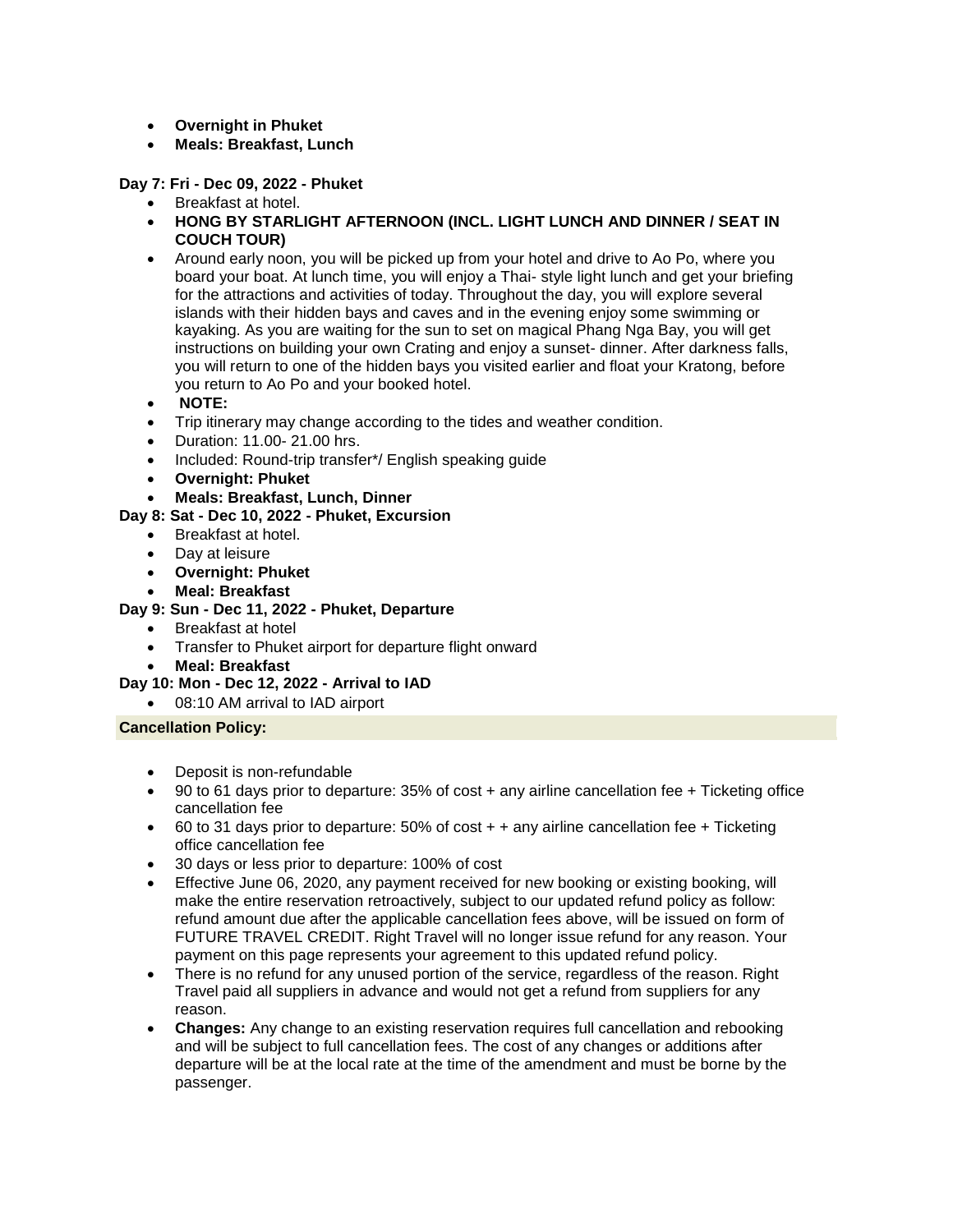- **Overnight in Phuket**
- **Meals: Breakfast, Lunch**

**Day 7: Fri - Dec 09, 2022 - Phuket**

- Breakfast at hotel.
- **HONG BY STARLIGHT AFTERNOON (INCL. LIGHT LUNCH AND DINNER / SEAT IN COUCH TOUR)**
- Around early noon, you will be picked up from your hotel and drive to Ao Po, where you board your boat. At lunch time, you will enjoy a Thai- style light lunch and get your briefing for the attractions and activities of today. Throughout the day, you will explore several islands with their hidden bays and caves and in the evening enjoy some swimming or kayaking. As you are waiting for the sun to set on magical Phang Nga Bay, you will get instructions on building your own Crating and enjoy a sunset- dinner. After darkness falls, you will return to one of the hidden bays you visited earlier and float your Kratong, before you return to Ao Po and your booked hotel.
- **NOTE:**
- Trip itinerary may change according to the tides and weather condition.
- Duration: 11.00- 21.00 hrs.
- Included: Round-trip transfer*/ English speaking guide
- **Overnight: Phuket**
- **Meals: Breakfast, Lunch, Dinner**

**Day 8: Sat - Dec 10, 2022 - Phuket, Excursion**

- Breakfast at hotel.
- Day at leisure
- **Overnight: Phuket**
- **Meal: Breakfast**

**Day 9: Sun - Dec 11, 2022 - Phuket, Departure**

- Breakfast at hotel
- Transfer to Phuket airport for departure flight onward
- **Meal: Breakfast**

**Day 10: Mon - Dec 12, 2022 - Arrival to IAD**

- 08:10 AM arrival to IAD airport

**Cancellation Policy:**

- Deposit is non-refundable
- 90 to 61 days prior to departure: 35% of cost + any airline cancellation fee + Ticketing office cancellation fee
- 60 to 31 days prior to departure: 50% of cost + + any airline cancellation fee + Ticketing office cancellation fee
- 30 days or less prior to departure: 100% of cost
- Effective June 06, 2020, any payment received for new booking or existing booking, will make the entire reservation retroactively, subject to our updated refund policy as follow: refund amount due after the applicable cancellation fees above, will be issued on form of FUTURE TRAVEL CREDIT. Right Travel will no longer issue refund for any reason. Your payment on this page represents your agreement to this updated refund policy.
- There is no refund for any unused portion of the service, regardless of the reason. Right Travel paid all suppliers in advance and would not get a refund from suppliers for any reason.
- **Changes:** Any change to an existing reservation requires full cancellation and rebooking and will be subject to full cancellation fees. The cost of any changes or additions after departure will be at the local rate at the time of the amendment and must be borne by the passenger.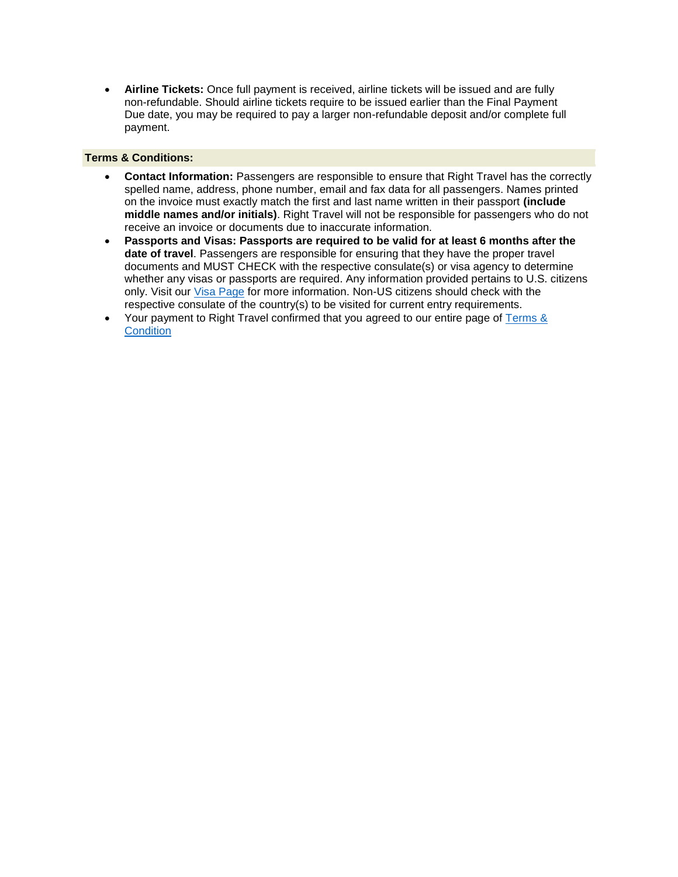- **Airline Tickets:** Once full payment is received, airline tickets will be issued and are fully non-refundable. Should airline tickets require to be issued earlier than the Final Payment Due date, you may be required to pay a larger non-refundable deposit and/or complete full payment.

**Terms & Conditions:**

- **Contact Information:** Passengers are responsible to ensure that Right Travel has the correctly spelled name, address, phone number, email and fax data for all passengers. Names printed on the invoice must exactly match the first and last name written in their passport **(include middle names and/or initials)**. Right Travel will not be responsible for passengers who do not receive an invoice or documents due to inaccurate information.
- **Passports and Visas: Passports are required to be valid for at least 6 months after the date of travel**. Passengers are responsible for ensuring that they have the proper travel documents and MUST CHECK with the respective consulate(s) or visa agency to determine whether any visas or passports are required. Any information provided pertains to U.S. citizens only. Visit our Visa Page for more information. Non-US citizens should check with the respective consulate of the country(s) to be visited for current entry requirements.
- Your payment to Right Travel confirmed that you agreed to our entire page of Terms & Condition